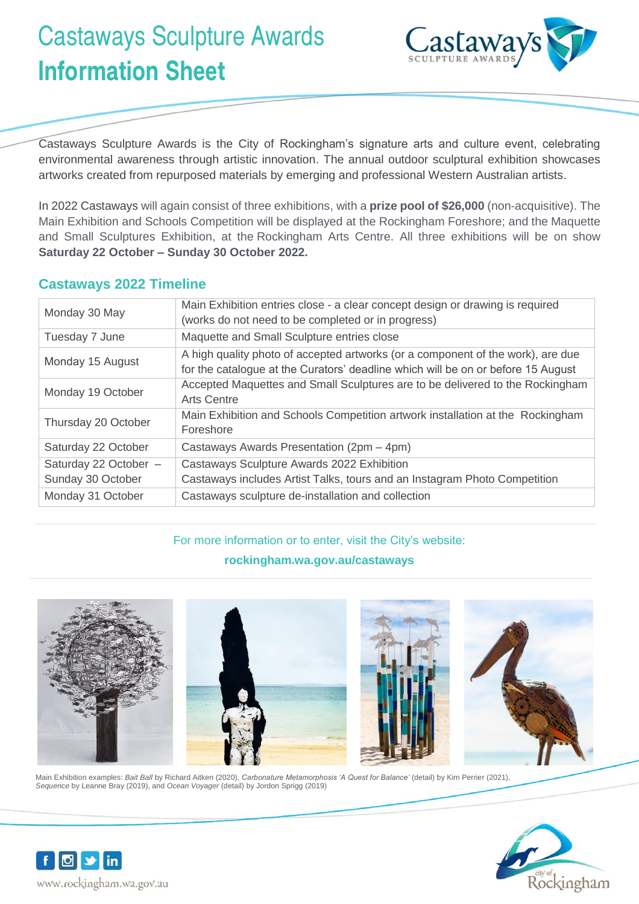# Castaways Sculpture Awards
# Information Sheet

Castaways Sculpture Awards is the City of Rockingham's signature arts and culture event, celebrating environmental awareness through artistic innovation. The annual outdoor sculptural exhibition showcases artworks created from repurposed materials by emerging and professional Western Australian artists.

In 2022 Castaways will again consist of three exhibitions, with a **prize pool of $26,000** (non-acquisitive). The Main Exhibition and Schools Competition will be displayed at the Rockingham Foreshore; and the Maquette and Small Sculptures Exhibition, at the Rockingham Arts Centre. All three exhibitions will be on show **Saturday 22 October – Sunday 30 October 2022.**

## Castaways 2022 Timeline

| Date | Details |
|---|---|
| Monday 30 May | Main Exhibition entries close - a clear concept design or drawing is required (works do not need to be completed or in progress) |
| Tuesday 7 June | Maquette and Small Sculpture entries close |
| Monday 15 August | A high quality photo of accepted artworks (or a component of the work), are due for the catalogue at the Curators' deadline which will be on or before 15 August |
| Monday 19 October | Accepted Maquettes and Small Sculptures are to be delivered to the Rockingham Arts Centre |
| Thursday 20 October | Main Exhibition and Schools Competition artwork installation at the Rockingham Foreshore |
| Saturday 22 October | Castaways Awards Presentation (2pm – 4pm) |
| Saturday 22 October – Sunday 30 October | Castaways Sculpture Awards 2022 Exhibition<br>Castaways includes Artist Talks, tours and an Instagram Photo Competition |
| Monday 31 October | Castaways sculpture de-installation and collection |

For more information or to enter, visit the City's website:

**rockingham.wa.gov.au/castaways**

Main Exhibition examples: *Bait Ball* by Richard Aitken (2020), *Carbonature Metamorphosis 'A Quest for Balance'* (detail) by Kim Perrier (2021), *Sequence* by Leanne Bray (2019), and *Ocean Voyager* (detail) by Jordon Sprigg (2019)

www.rockingham.wa.gov.au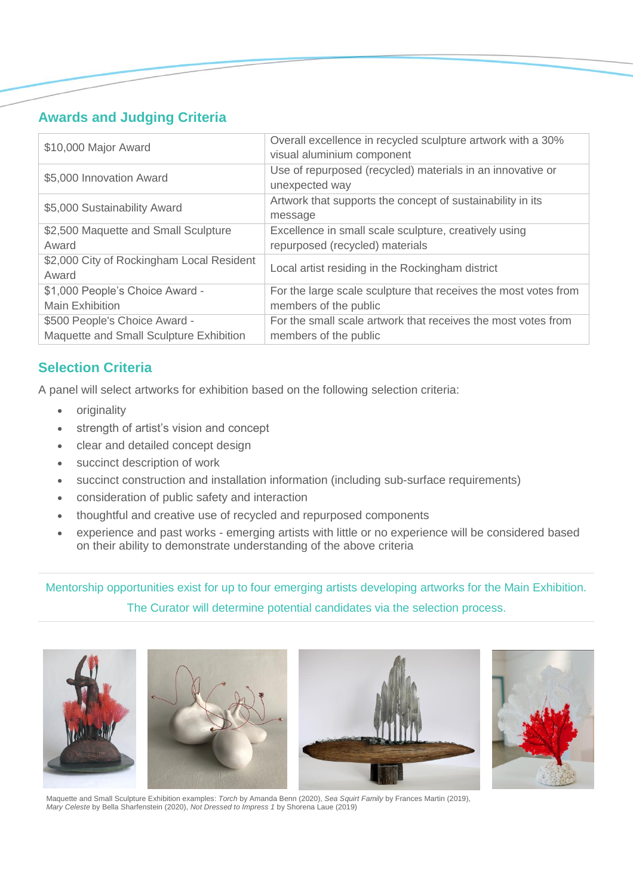## Awards and Judging Criteria

| | |
|---|---|
| $10,000 Major Award | Overall excellence in recycled sculpture artwork with a 30% visual aluminium component |
| $5,000 Innovation Award | Use of repurposed (recycled) materials in an innovative or unexpected way |
| $5,000 Sustainability Award | Artwork that supports the concept of sustainability in its message |
| $2,500 Maquette and Small Sculpture Award | Excellence in small scale sculpture, creatively using repurposed (recycled) materials |
| $2,000 City of Rockingham Local Resident Award | Local artist residing in the Rockingham district |
| $1,000 People's Choice Award - Main Exhibition | For the large scale sculpture that receives the most votes from members of the public |
| $500 People's Choice Award - Maquette and Small Sculpture Exhibition | For the small scale artwork that receives the most votes from members of the public |

## Selection Criteria

A panel will select artworks for exhibition based on the following selection criteria:

- originality
- strength of artist's vision and concept
- clear and detailed concept design
- succinct description of work
- succinct construction and installation information (including sub-surface requirements)
- consideration of public safety and interaction
- thoughtful and creative use of recycled and repurposed components
- experience and past works - emerging artists with little or no experience will be considered based on their ability to demonstrate understanding of the above criteria

Mentorship opportunities exist for up to four emerging artists developing artworks for the Main Exhibition. The Curator will determine potential candidates via the selection process.

Maquette and Small Sculpture Exhibition examples: *Torch* by Amanda Benn (2020), *Sea Squirt Family* by Frances Martin (2019), *Mary Celeste* by Bella Sharfenstein (2020), *Not Dressed to Impress 1* by Shorena Laue (2019)